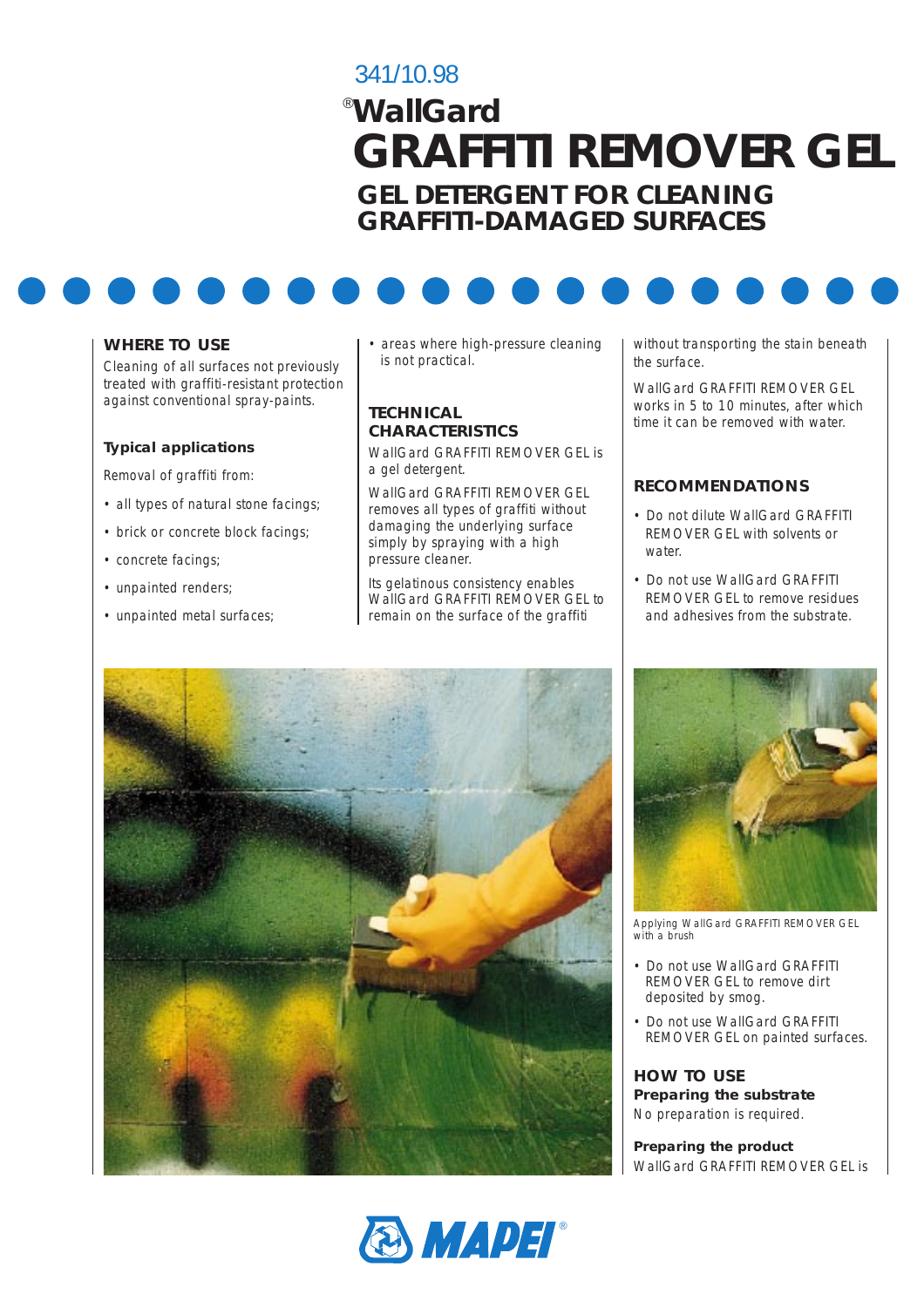341/10.98

# ®WallGard GRAFFITI REMOVER GEL

## GEL DETERGENT FOR CLEANING GRAFFITI-DAMAGED SURFACES

### WHERE TO USE

Cleaning of all surfaces not previously treated with graffiti-resistant protection against conventional spray-paints.

**Typical applications**

Removal of graffiti from:

- all types of natural stone facings;
- brick or concrete block facings;
- concrete facings;
- unpainted renders;
- unpainted metal surfaces;
- areas where high-pressure cleaning is not practical.

### TECHNICAL CHARACTERISTICS

WallGard GRAFFITI REMOVER GEL is a gel detergent.

WallGard GRAFFITI REMOVER GEL removes all types of graffiti without damaging the underlying surface simply by spraying with a high pressure cleaner.

Its gelatinous consistency enables WallGard GRAFFITI REMOVER GEL to remain on the surface of the graffiti without transporting the stain beneath the surface.

WallGard GRAFFITI REMOVER GEL works in 5 to 10 minutes, after which time it can be removed with water.

### RECOMMENDATIONS

- Do not dilute WallGard GRAFFITI REMOVER GEL with solvents or water.
- Do not use WallGard GRAFFITI REMOVER GEL to remove residues and adhesives from the substrate.

Applying WallGard GRAFFITI REMOVER GEL with a brush

- Do not use WallGard GRAFFITI REMOVER GEL to remove dirt deposited by smog.
- Do not use WallGard GRAFFITI REMOVER GEL on painted surfaces.

### HOW TO USE

**Preparing the substrate**

No preparation is required.

**Preparing the product**

WallGard GRAFFITI REMOVER GEL is

MAPEI®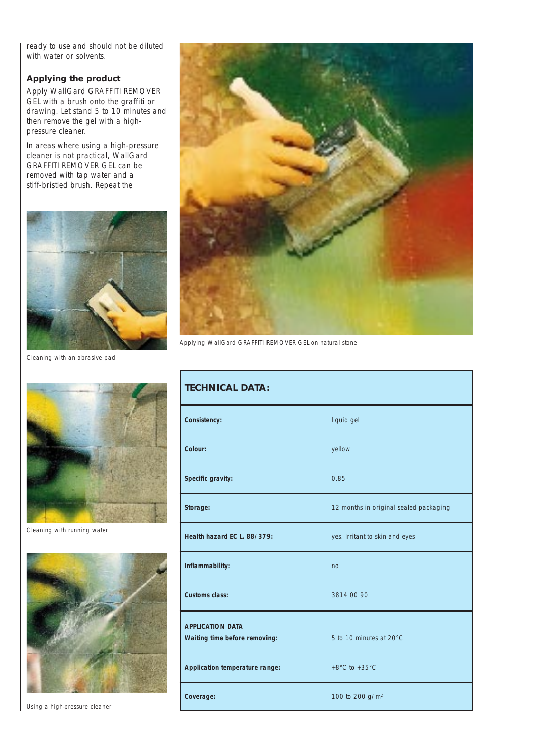ready to use and should not be diluted with water or solvents.

### Applying the product

Apply WallGard GRAFFITI REMOVER GEL with a brush onto the graffiti or drawing. Let stand 5 to 10 minutes and then remove the gel with a high-pressure cleaner.

In areas where using a high-pressure cleaner is not practical, WallGard GRAFFITI REMOVER GEL can be removed with tap water and a stiff-bristled brush. Repeat the

Cleaning with an abrasive pad

Cleaning with running water

Using a high-pressure cleaner

Applying WallGard GRAFFITI REMOVER GEL on natural stone

| **TECHNICAL DATA:** | |
|---|---|
| **Consistency:** | liquid gel |
| **Colour:** | yellow |
| **Specific gravity:** | 0.85 |
| **Storage:** | 12 months in original sealed packaging |
| **Health hazard EC L. 88/379:** | yes. Irritant to skin and eyes |
| **Inflammability:** | no |
| **Customs class:** | 3814 00 90 |
| **APPLICATION DATA** | |
| **Waiting time before removing:** | 5 to 10 minutes at 20°C |
| **Application temperature range:** | +8°C to +35°C |
| **Coverage:** | 100 to 200 g/m² |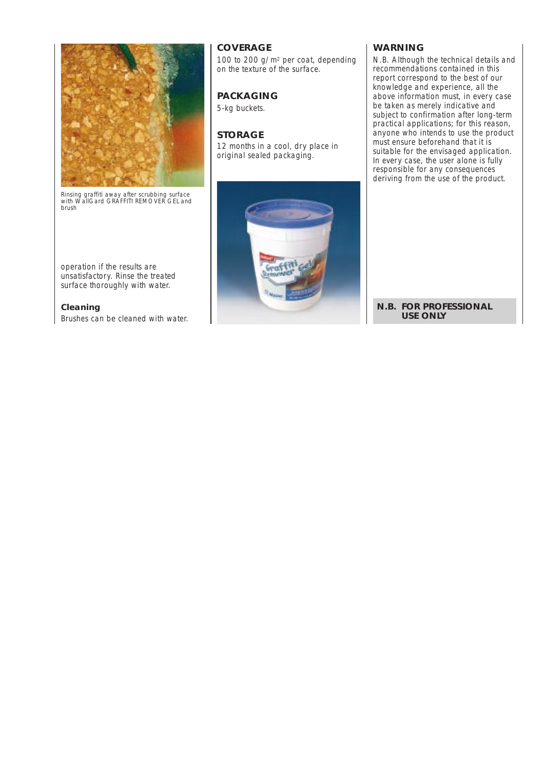Rinsing graffiti away after scrubbing surface with WallGard GRAFFITI REMOVER GEL and brush

operation if the results are unsatisfactory. Rinse the treated surface thoroughly with water.

**Cleaning**

Brushes can be cleaned with water.

## COVERAGE

100 to 200 g/m² per coat, depending on the texture of the surface.

## PACKAGING

5-kg buckets.

## STORAGE

12 months in a cool, dry place in original sealed packaging.

## WARNING

N.B. Although the technical details and recommendations contained in this report correspond to the best of our knowledge and experience, all the above information must, in every case be taken as merely indicative and subject to confirmation after long-term practical applications; for this reason, anyone who intends to use the product must ensure beforehand that it is suitable for the envisaged application. In every case, the user alone is fully responsible for any consequences deriving from the use of the product.

**N.B. FOR PROFESSIONAL USE ONLY**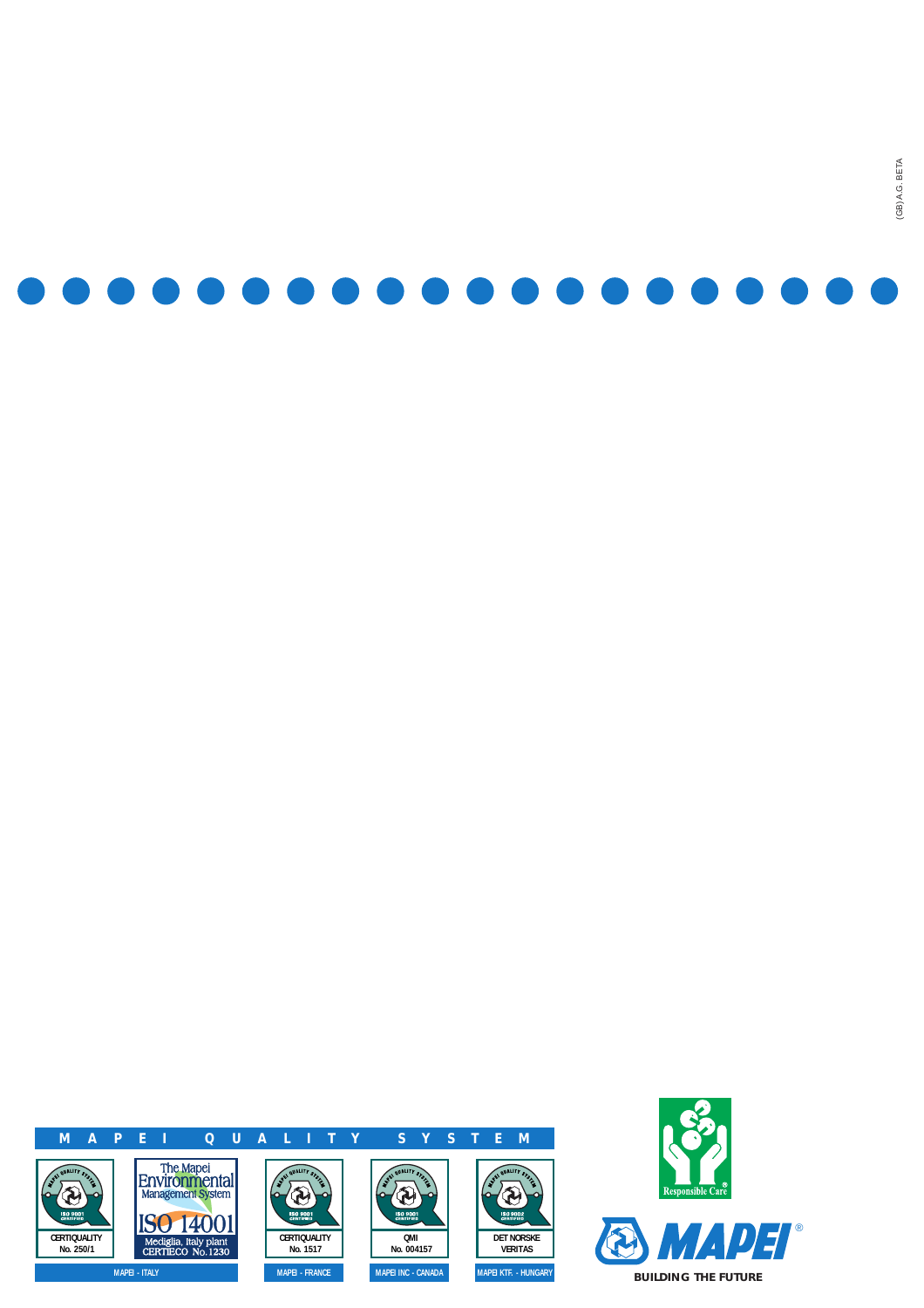(GB) A.G. BETA

**MAPEI QUALITY SYSTEM**

| | | | | |
|---|---|---|---|---|
| CERTIQUALITY No. 250/1 | The Mapei Environmental Management System ISO 14001 Mediglia, Italy plant CERTIECO No.1230 | CERTIQUALITY No. 1517 | QMI No. 004157 | DET NORSKE VERITAS |
| MAPEI - ITALY | | MAPEI - FRANCE | MAPEI INC - CANADA | MAPEI KFT. - HUNGARY |

Responsible Care

MAPEI®

BUILDING THE FUTURE